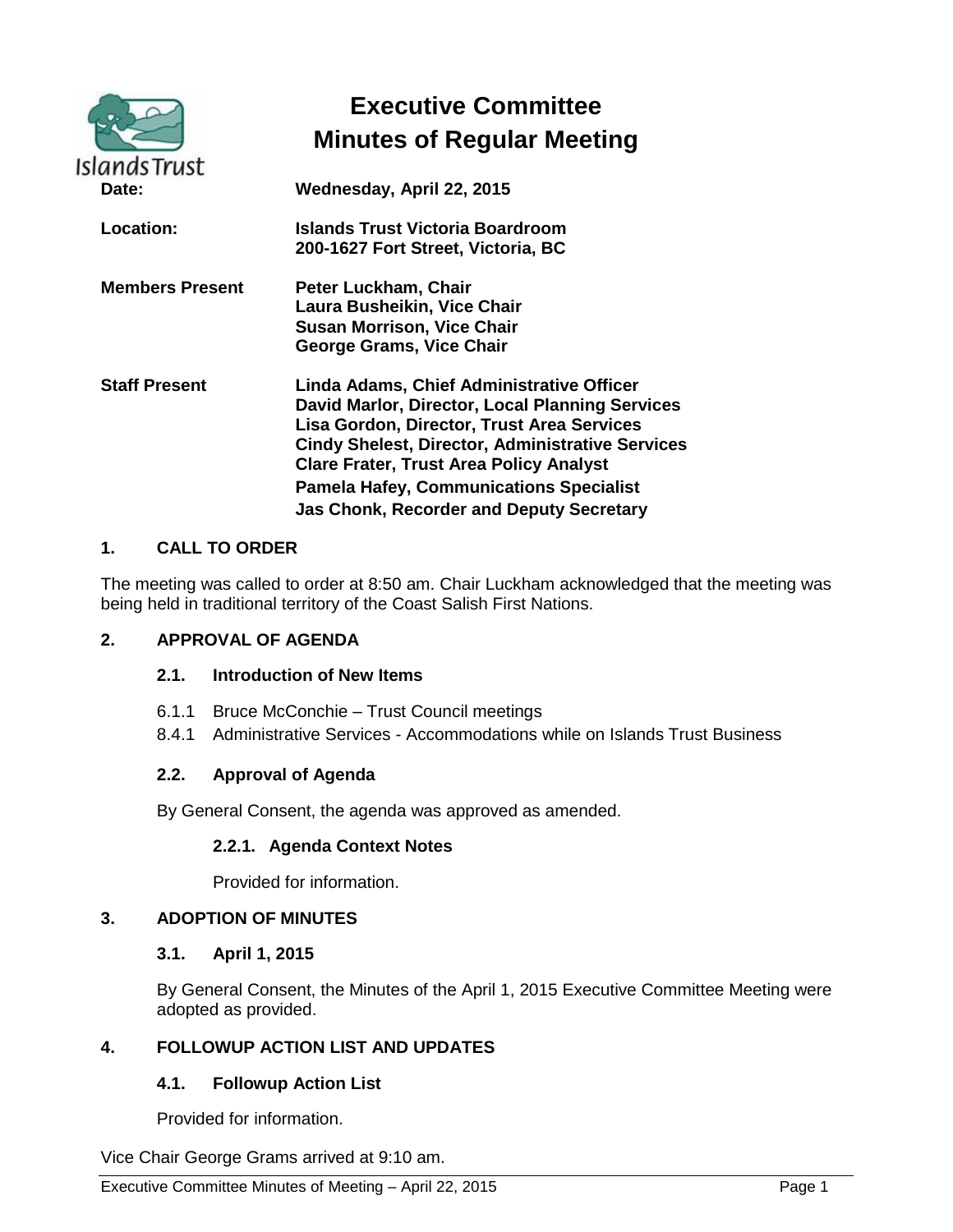# Executive Committee
# Minutes of Regular Meeting

| | |
|---|---|
| **Date:** | **Wednesday, April 22, 2015** |
| **Location:** | **Islands Trust Victoria Boardroom**<br>**200-1627 Fort Street, Victoria, BC** |
| **Members Present** | **Peter Luckham, Chair**<br>**Laura Busheikin, Vice Chair**<br>**Susan Morrison, Vice Chair**<br>**George Grams, Vice Chair** |
| **Staff Present** | **Linda Adams, Chief Administrative Officer**<br>**David Marlor, Director, Local Planning Services**<br>**Lisa Gordon, Director, Trust Area Services**<br>**Cindy Shelest, Director, Administrative Services**<br>**Clare Frater, Trust Area Policy Analyst**<br>**Pamela Hafey, Communications Specialist**<br>**Jas Chonk, Recorder and Deputy Secretary** |

## 1. CALL TO ORDER

The meeting was called to order at 8:50 am. Chair Luckham acknowledged that the meeting was being held in traditional territory of the Coast Salish First Nations.

## 2. APPROVAL OF AGENDA

### 2.1. Introduction of New Items

6.1.1 Bruce McConchie – Trust Council meetings

8.4.1 Administrative Services - Accommodations while on Islands Trust Business

### 2.2. Approval of Agenda

By General Consent, the agenda was approved as amended.

#### 2.2.1. Agenda Context Notes

Provided for information.

## 3. ADOPTION OF MINUTES

### 3.1. April 1, 2015

By General Consent, the Minutes of the April 1, 2015 Executive Committee Meeting were adopted as provided.

## 4. FOLLOWUP ACTION LIST AND UPDATES

### 4.1. Followup Action List

Provided for information.

Vice Chair George Grams arrived at 9:10 am.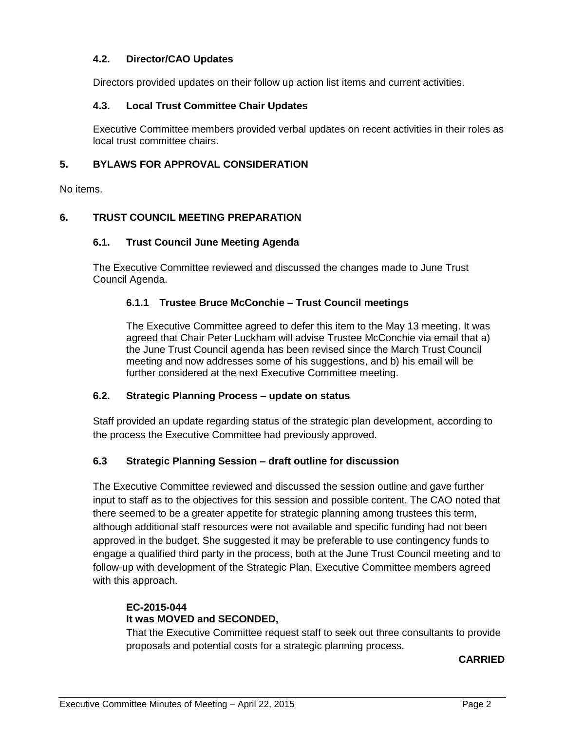### 4.2. Director/CAO Updates

Directors provided updates on their follow up action list items and current activities.

### 4.3. Local Trust Committee Chair Updates

Executive Committee members provided verbal updates on recent activities in their roles as local trust committee chairs.

## 5. BYLAWS FOR APPROVAL CONSIDERATION

No items.

## 6. TRUST COUNCIL MEETING PREPARATION

### 6.1. Trust Council June Meeting Agenda

The Executive Committee reviewed and discussed the changes made to June Trust Council Agenda.

#### 6.1.1 Trustee Bruce McConchie – Trust Council meetings

The Executive Committee agreed to defer this item to the May 13 meeting. It was agreed that Chair Peter Luckham will advise Trustee McConchie via email that a) the June Trust Council agenda has been revised since the March Trust Council meeting and now addresses some of his suggestions, and b) his email will be further considered at the next Executive Committee meeting.

### 6.2. Strategic Planning Process – update on status

Staff provided an update regarding status of the strategic plan development, according to the process the Executive Committee had previously approved.

### 6.3 Strategic Planning Session – draft outline for discussion

The Executive Committee reviewed and discussed the session outline and gave further input to staff as to the objectives for this session and possible content. The CAO noted that there seemed to be a greater appetite for strategic planning among trustees this term, although additional staff resources were not available and specific funding had not been approved in the budget. She suggested it may be preferable to use contingency funds to engage a qualified third party in the process, both at the June Trust Council meeting and to follow-up with development of the Strategic Plan. Executive Committee members agreed with this approach.

**EC-2015-044**
**It was MOVED and SECONDED,**
That the Executive Committee request staff to seek out three consultants to provide proposals and potential costs for a strategic planning process.

**CARRIED**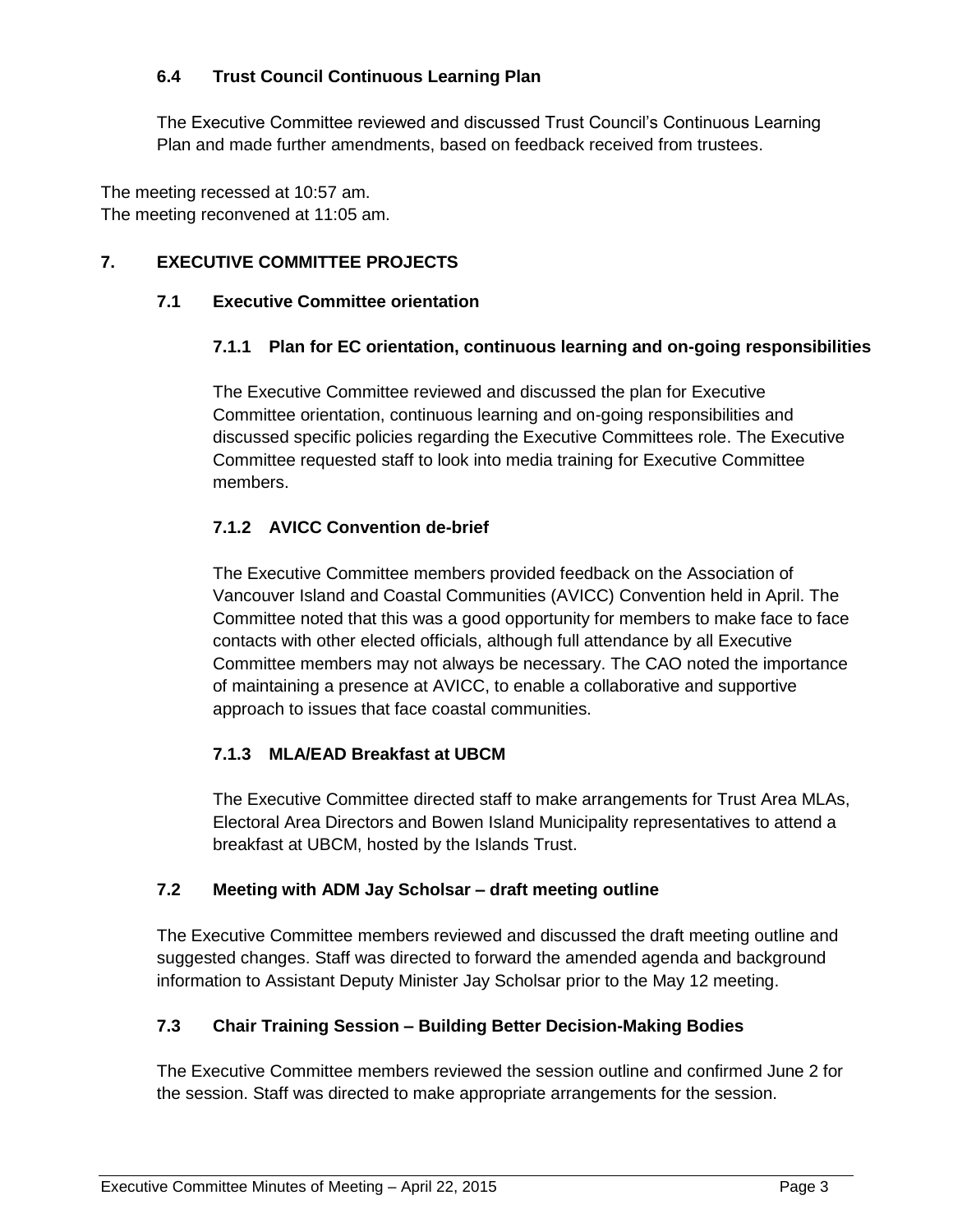### 6.4 Trust Council Continuous Learning Plan

The Executive Committee reviewed and discussed Trust Council's Continuous Learning Plan and made further amendments, based on feedback received from trustees.

The meeting recessed at 10:57 am.
The meeting reconvened at 11:05 am.

## 7. EXECUTIVE COMMITTEE PROJECTS

### 7.1 Executive Committee orientation

#### 7.1.1 Plan for EC orientation, continuous learning and on-going responsibilities

The Executive Committee reviewed and discussed the plan for Executive Committee orientation, continuous learning and on-going responsibilities and discussed specific policies regarding the Executive Committees role. The Executive Committee requested staff to look into media training for Executive Committee members.

#### 7.1.2 AVICC Convention de-brief

The Executive Committee members provided feedback on the Association of Vancouver Island and Coastal Communities (AVICC) Convention held in April. The Committee noted that this was a good opportunity for members to make face to face contacts with other elected officials, although full attendance by all Executive Committee members may not always be necessary. The CAO noted the importance of maintaining a presence at AVICC, to enable a collaborative and supportive approach to issues that face coastal communities.

#### 7.1.3 MLA/EAD Breakfast at UBCM

The Executive Committee directed staff to make arrangements for Trust Area MLAs, Electoral Area Directors and Bowen Island Municipality representatives to attend a breakfast at UBCM, hosted by the Islands Trust.

### 7.2 Meeting with ADM Jay Scholsar – draft meeting outline

The Executive Committee members reviewed and discussed the draft meeting outline and suggested changes. Staff was directed to forward the amended agenda and background information to Assistant Deputy Minister Jay Scholsar prior to the May 12 meeting.

### 7.3 Chair Training Session – Building Better Decision-Making Bodies

The Executive Committee members reviewed the session outline and confirmed June 2 for the session. Staff was directed to make appropriate arrangements for the session.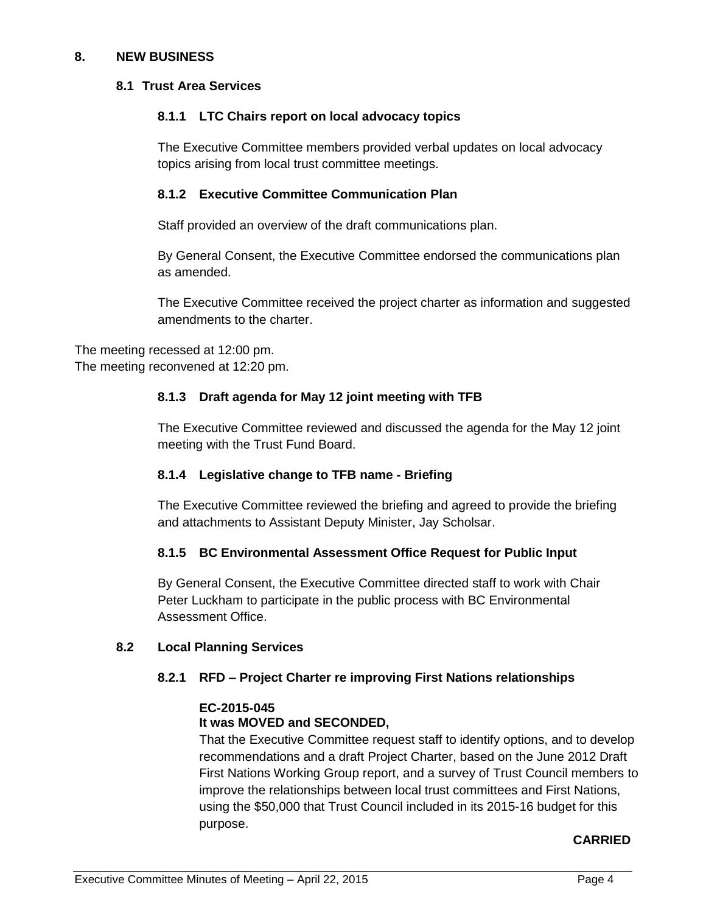## 8. NEW BUSINESS

### 8.1 Trust Area Services

#### 8.1.1 LTC Chairs report on local advocacy topics

The Executive Committee members provided verbal updates on local advocacy topics arising from local trust committee meetings.

#### 8.1.2 Executive Committee Communication Plan

Staff provided an overview of the draft communications plan.

By General Consent, the Executive Committee endorsed the communications plan as amended.

The Executive Committee received the project charter as information and suggested amendments to the charter.

The meeting recessed at 12:00 pm.
The meeting reconvened at 12:20 pm.

#### 8.1.3 Draft agenda for May 12 joint meeting with TFB

The Executive Committee reviewed and discussed the agenda for the May 12 joint meeting with the Trust Fund Board.

#### 8.1.4 Legislative change to TFB name - Briefing

The Executive Committee reviewed the briefing and agreed to provide the briefing and attachments to Assistant Deputy Minister, Jay Scholsar.

#### 8.1.5 BC Environmental Assessment Office Request for Public Input

By General Consent, the Executive Committee directed staff to work with Chair Peter Luckham to participate in the public process with BC Environmental Assessment Office.

### 8.2 Local Planning Services

#### 8.2.1 RFD – Project Charter re improving First Nations relationships

**EC-2015-045**
**It was MOVED and SECONDED,**
That the Executive Committee request staff to identify options, and to develop recommendations and a draft Project Charter, based on the June 2012 Draft First Nations Working Group report, and a survey of Trust Council members to improve the relationships between local trust committees and First Nations, using the $50,000 that Trust Council included in its 2015-16 budget for this purpose.

**CARRIED**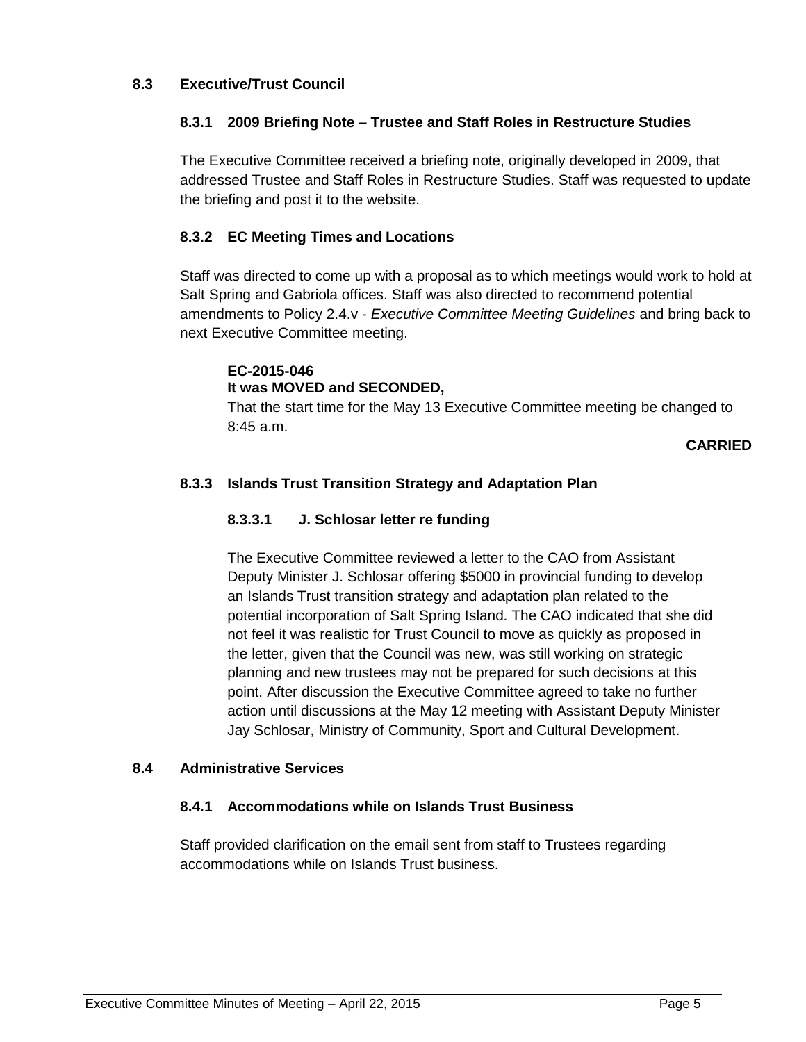## 8.3 Executive/Trust Council

### 8.3.1 2009 Briefing Note – Trustee and Staff Roles in Restructure Studies

The Executive Committee received a briefing note, originally developed in 2009, that addressed Trustee and Staff Roles in Restructure Studies. Staff was requested to update the briefing and post it to the website.

### 8.3.2 EC Meeting Times and Locations

Staff was directed to come up with a proposal as to which meetings would work to hold at Salt Spring and Gabriola offices. Staff was also directed to recommend potential amendments to Policy 2.4.v - *Executive Committee Meeting Guidelines* and bring back to next Executive Committee meeting.

**EC-2015-046**
**It was MOVED and SECONDED,**
That the start time for the May 13 Executive Committee meeting be changed to 8:45 a.m.

**CARRIED**

### 8.3.3 Islands Trust Transition Strategy and Adaptation Plan

#### 8.3.3.1 J. Schlosar letter re funding

The Executive Committee reviewed a letter to the CAO from Assistant Deputy Minister J. Schlosar offering $5000 in provincial funding to develop an Islands Trust transition strategy and adaptation plan related to the potential incorporation of Salt Spring Island. The CAO indicated that she did not feel it was realistic for Trust Council to move as quickly as proposed in the letter, given that the Council was new, was still working on strategic planning and new trustees may not be prepared for such decisions at this point. After discussion the Executive Committee agreed to take no further action until discussions at the May 12 meeting with Assistant Deputy Minister Jay Schlosar, Ministry of Community, Sport and Cultural Development.

## 8.4 Administrative Services

### 8.4.1 Accommodations while on Islands Trust Business

Staff provided clarification on the email sent from staff to Trustees regarding accommodations while on Islands Trust business.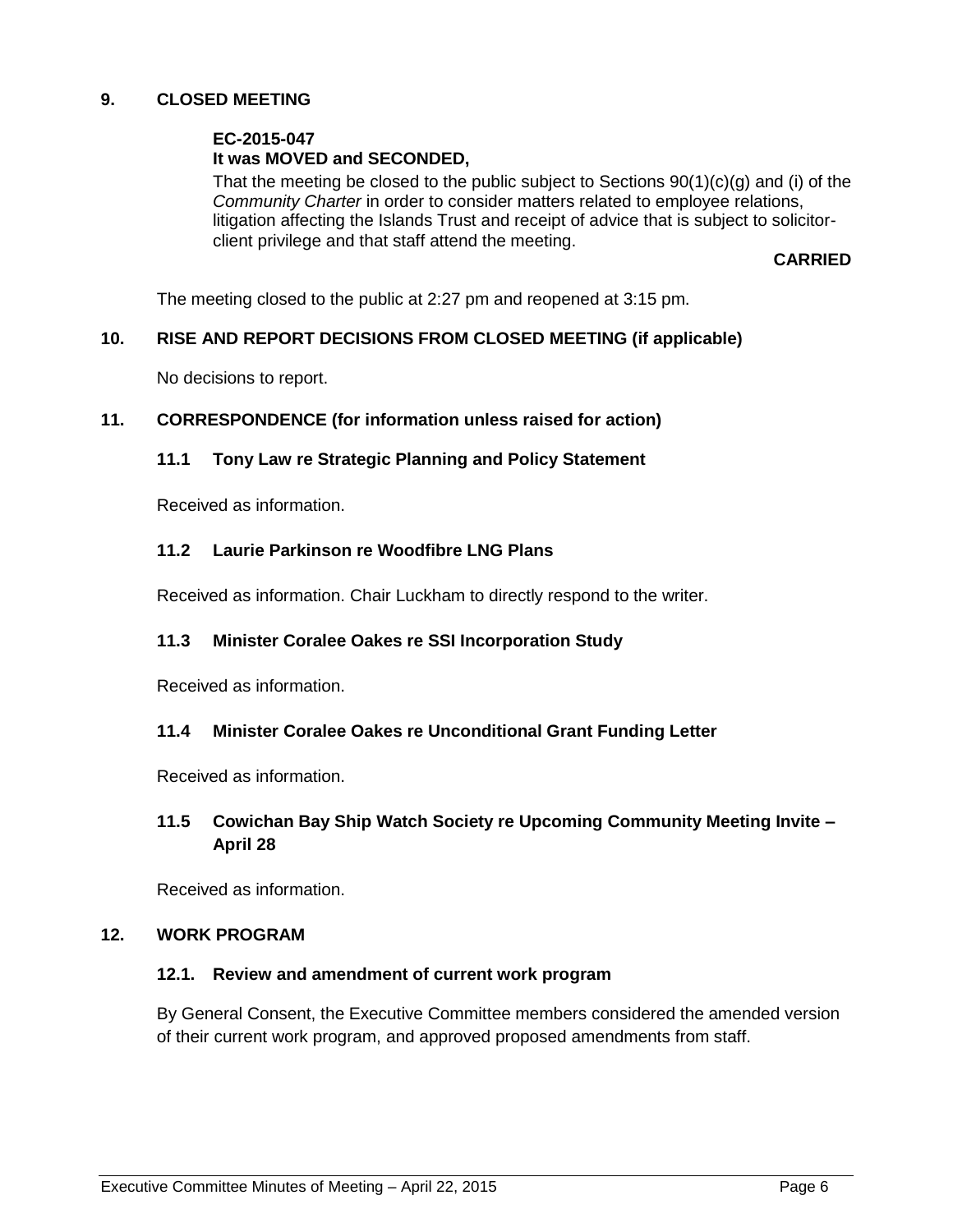## 9. CLOSED MEETING

**EC-2015-047**
**It was MOVED and SECONDED,**

That the meeting be closed to the public subject to Sections 90(1)(c)(g) and (i) of the *Community Charter* in order to consider matters related to employee relations, litigation affecting the Islands Trust and receipt of advice that is subject to solicitor-client privilege and that staff attend the meeting.

**CARRIED**

The meeting closed to the public at 2:27 pm and reopened at 3:15 pm.

## 10. RISE AND REPORT DECISIONS FROM CLOSED MEETING (if applicable)

No decisions to report.

## 11. CORRESPONDENCE (for information unless raised for action)

### 11.1 Tony Law re Strategic Planning and Policy Statement

Received as information.

### 11.2 Laurie Parkinson re Woodfibre LNG Plans

Received as information. Chair Luckham to directly respond to the writer.

### 11.3 Minister Coralee Oakes re SSI Incorporation Study

Received as information.

### 11.4 Minister Coralee Oakes re Unconditional Grant Funding Letter

Received as information.

### 11.5 Cowichan Bay Ship Watch Society re Upcoming Community Meeting Invite – April 28

Received as information.

## 12. WORK PROGRAM

### 12.1. Review and amendment of current work program

By General Consent, the Executive Committee members considered the amended version of their current work program, and approved proposed amendments from staff.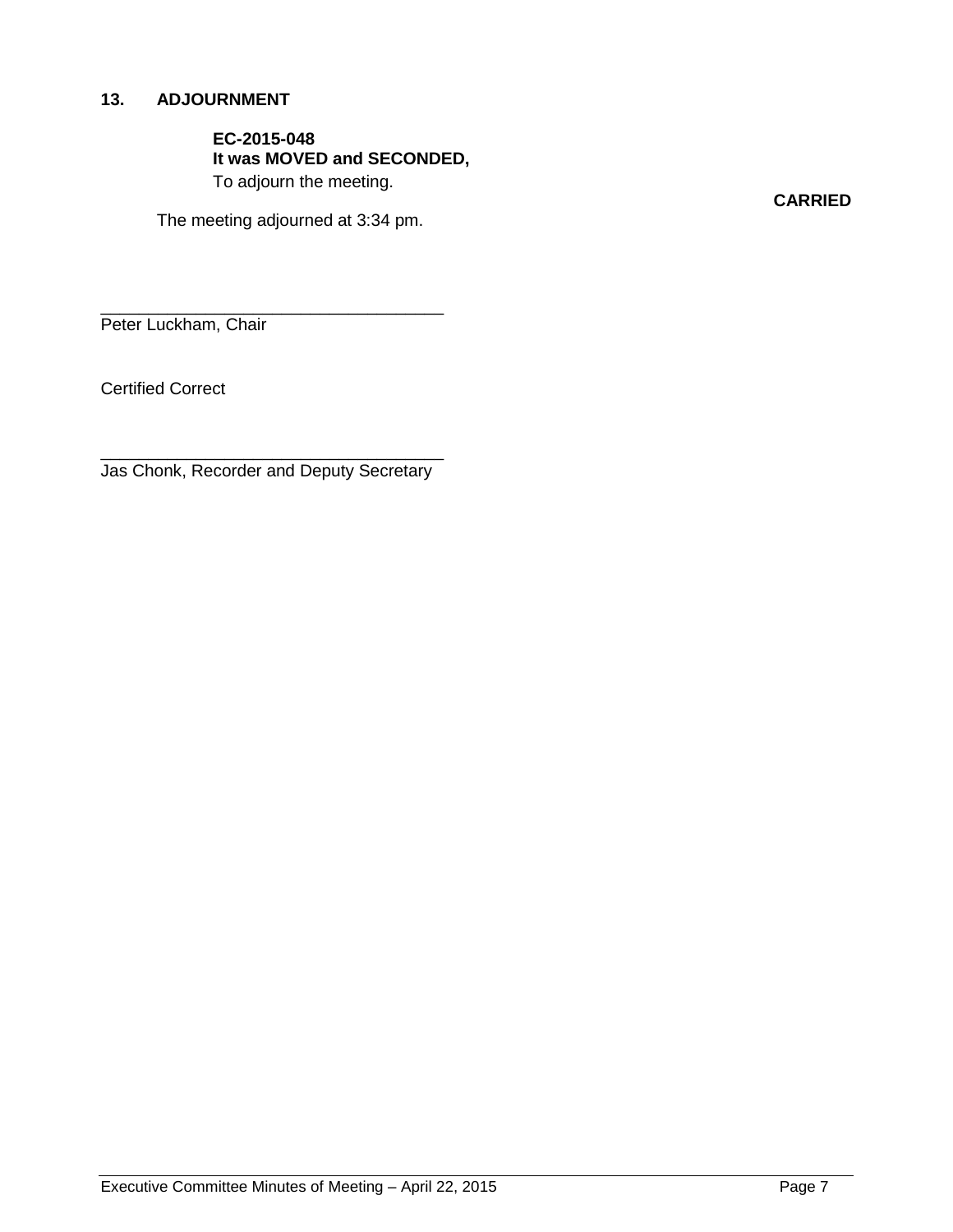## 13. ADJOURNMENT

**EC-2015-048**
**It was MOVED and SECONDED,**
To adjourn the meeting.

**CARRIED**

The meeting adjourned at 3:34 pm.

\_\_\_\_\_\_\_\_\_\_\_\_\_\_\_\_\_\_\_\_\_\_\_\_\_\_\_\_\_\_\_\_\_\_\_\_
Peter Luckham, Chair

Certified Correct

\_\_\_\_\_\_\_\_\_\_\_\_\_\_\_\_\_\_\_\_\_\_\_\_\_\_\_\_\_\_\_\_\_\_\_\_
Jas Chonk, Recorder and Deputy Secretary